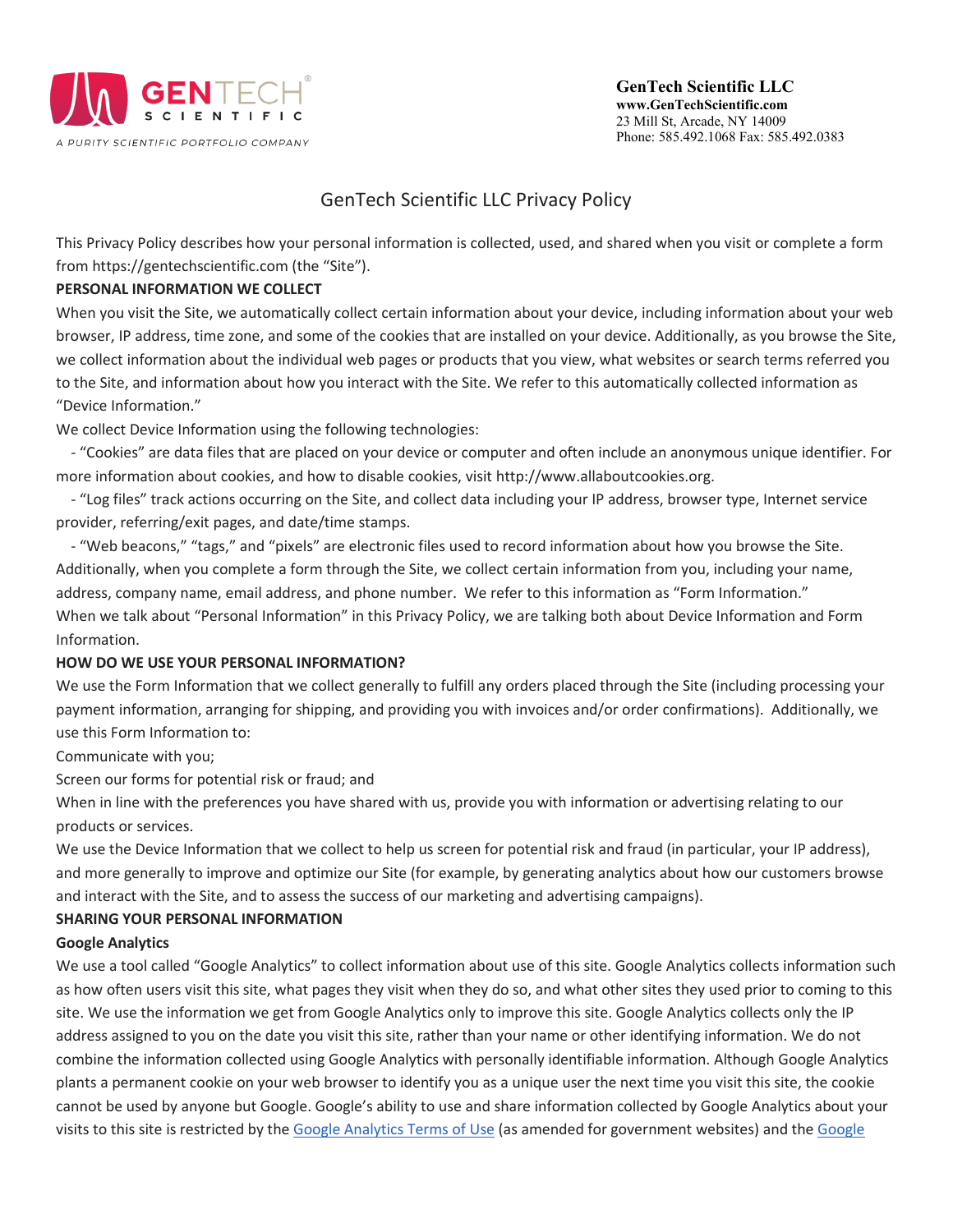GenTech Scientific LLC
www.GenTechScientific.com
23 Mill St, Arcade, NY 14009
Phone: 585.492.1068 Fax: 585.492.0383

# GenTech Scientific LLC Privacy Policy

This Privacy Policy describes how your personal information is collected, used, and shared when you visit or complete a form from https://gentechscientific.com (the "Site").

**PERSONAL INFORMATION WE COLLECT**

When you visit the Site, we automatically collect certain information about your device, including information about your web browser, IP address, time zone, and some of the cookies that are installed on your device. Additionally, as you browse the Site, we collect information about the individual web pages or products that you view, what websites or search terms referred you to the Site, and information about how you interact with the Site. We refer to this automatically collected information as "Device Information."

We collect Device Information using the following technologies:

- "Cookies" are data files that are placed on your device or computer and often include an anonymous unique identifier. For more information about cookies, and how to disable cookies, visit http://www.allaboutcookies.org.
- "Log files" track actions occurring on the Site, and collect data including your IP address, browser type, Internet service provider, referring/exit pages, and date/time stamps.
- "Web beacons," "tags," and "pixels" are electronic files used to record information about how you browse the Site.

Additionally, when you complete a form through the Site, we collect certain information from you, including your name, address, company name, email address, and phone number. We refer to this information as "Form Information."

When we talk about "Personal Information" in this Privacy Policy, we are talking both about Device Information and Form Information.

**HOW DO WE USE YOUR PERSONAL INFORMATION?**

We use the Form Information that we collect generally to fulfill any orders placed through the Site (including processing your payment information, arranging for shipping, and providing you with invoices and/or order confirmations). Additionally, we use this Form Information to:

Communicate with you;

Screen our forms for potential risk or fraud; and

When in line with the preferences you have shared with us, provide you with information or advertising relating to our products or services.

We use the Device Information that we collect to help us screen for potential risk and fraud (in particular, your IP address), and more generally to improve and optimize our Site (for example, by generating analytics about how our customers browse and interact with the Site, and to assess the success of our marketing and advertising campaigns).

**SHARING YOUR PERSONAL INFORMATION**

**Google Analytics**

We use a tool called "Google Analytics" to collect information about use of this site. Google Analytics collects information such as how often users visit this site, what pages they visit when they do so, and what other sites they used prior to coming to this site. We use the information we get from Google Analytics only to improve this site. Google Analytics collects only the IP address assigned to you on the date you visit this site, rather than your name or other identifying information. We do not combine the information collected using Google Analytics with personally identifiable information. Although Google Analytics plants a permanent cookie on your web browser to identify you as a unique user the next time you visit this site, the cookie cannot be used by anyone but Google. Google's ability to use and share information collected by Google Analytics about your visits to this site is restricted by the Google Analytics Terms of Use (as amended for government websites) and the Google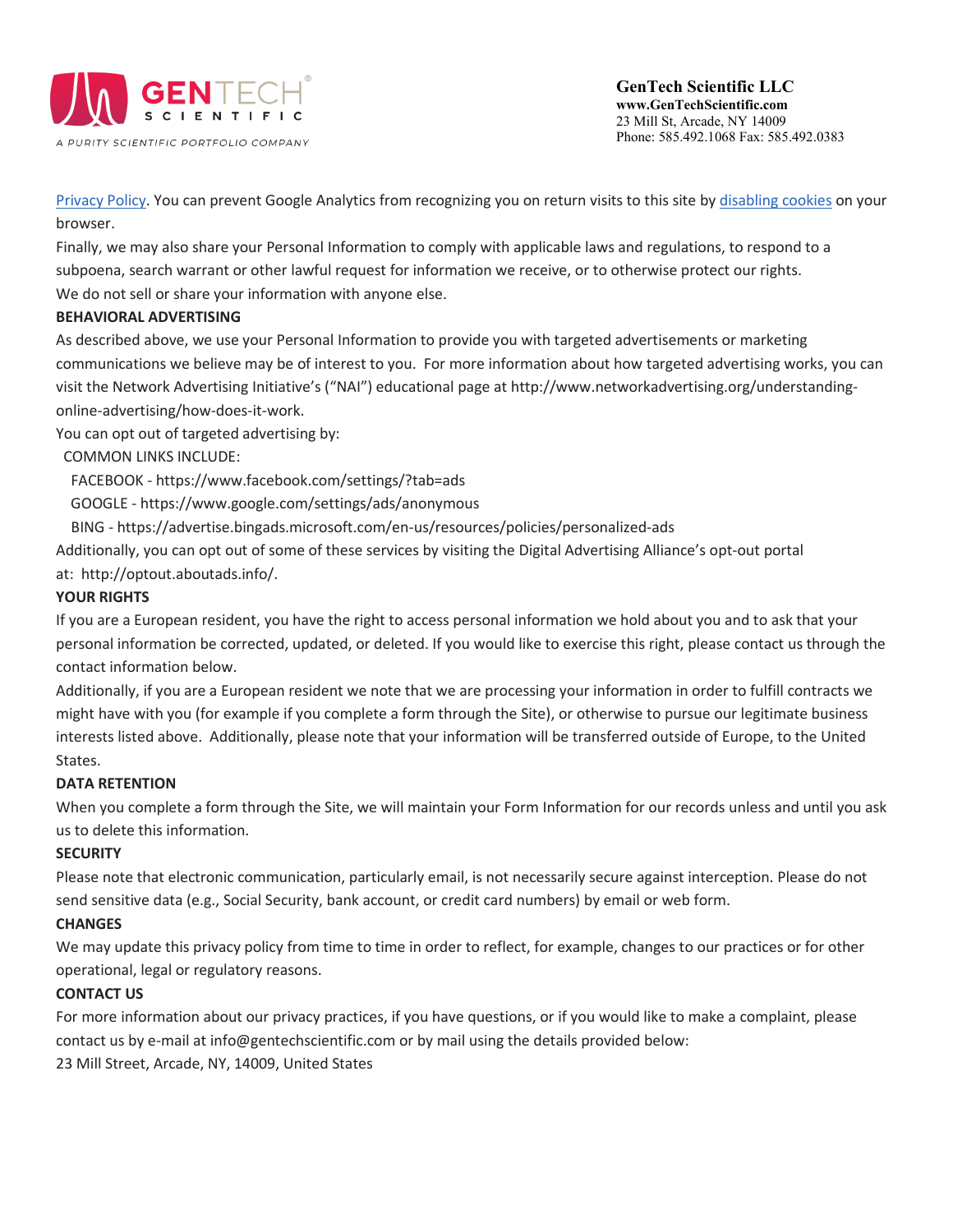Privacy Policy. You can prevent Google Analytics from recognizing you on return visits to this site by disabling cookies on your browser.

Finally, we may also share your Personal Information to comply with applicable laws and regulations, to respond to a subpoena, search warrant or other lawful request for information we receive, or to otherwise protect our rights.

We do not sell or share your information with anyone else.

**BEHAVIORAL ADVERTISING**

As described above, we use your Personal Information to provide you with targeted advertisements or marketing communications we believe may be of interest to you. For more information about how targeted advertising works, you can visit the Network Advertising Initiative's ("NAI") educational page at http://www.networkadvertising.org/understanding-online-advertising/how-does-it-work.

You can opt out of targeted advertising by:

COMMON LINKS INCLUDE:

FACEBOOK - https://www.facebook.com/settings/?tab=ads

GOOGLE - https://www.google.com/settings/ads/anonymous

BING - https://advertise.bingads.microsoft.com/en-us/resources/policies/personalized-ads

Additionally, you can opt out of some of these services by visiting the Digital Advertising Alliance's opt-out portal at: http://optout.aboutads.info/.

**YOUR RIGHTS**

If you are a European resident, you have the right to access personal information we hold about you and to ask that your personal information be corrected, updated, or deleted. If you would like to exercise this right, please contact us through the contact information below.

Additionally, if you are a European resident we note that we are processing your information in order to fulfill contracts we might have with you (for example if you complete a form through the Site), or otherwise to pursue our legitimate business interests listed above. Additionally, please note that your information will be transferred outside of Europe, to the United States.

**DATA RETENTION**

When you complete a form through the Site, we will maintain your Form Information for our records unless and until you ask us to delete this information.

**SECURITY**

Please note that electronic communication, particularly email, is not necessarily secure against interception. Please do not send sensitive data (e.g., Social Security, bank account, or credit card numbers) by email or web form.

**CHANGES**

We may update this privacy policy from time to time in order to reflect, for example, changes to our practices or for other operational, legal or regulatory reasons.

**CONTACT US**

For more information about our privacy practices, if you have questions, or if you would like to make a complaint, please contact us by e-mail at info@gentechscientific.com or by mail using the details provided below:

23 Mill Street, Arcade, NY, 14009, United States